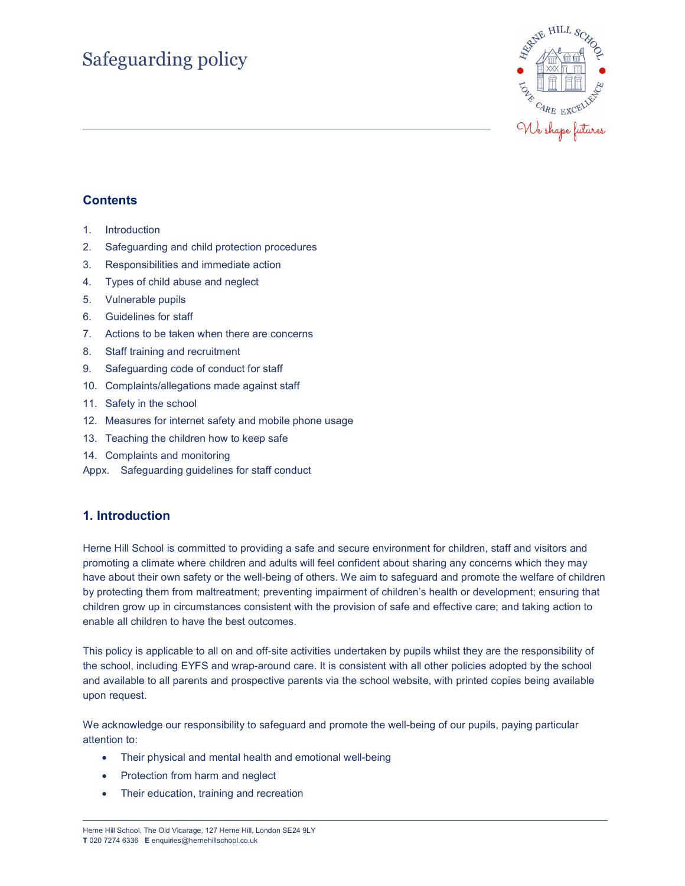# Safeguarding policy

## Contents

1. Introduction
2. Safeguarding and child protection procedures
3. Responsibilities and immediate action
4. Types of child abuse and neglect
5. Vulnerable pupils
6. Guidelines for staff
7. Actions to be taken when there are concerns
8. Staff training and recruitment
9. Safeguarding code of conduct for staff
10. Complaints/allegations made against staff
11. Safety in the school
12. Measures for internet safety and mobile phone usage
13. Teaching the children how to keep safe
14. Complaints and monitoring

Appx. Safeguarding guidelines for staff conduct

## 1. Introduction

Herne Hill School is committed to providing a safe and secure environment for children, staff and visitors and promoting a climate where children and adults will feel confident about sharing any concerns which they may have about their own safety or the well-being of others. We aim to safeguard and promote the welfare of children by protecting them from maltreatment; preventing impairment of children's health or development; ensuring that children grow up in circumstances consistent with the provision of safe and effective care; and taking action to enable all children to have the best outcomes.

This policy is applicable to all on and off-site activities undertaken by pupils whilst they are the responsibility of the school, including EYFS and wrap-around care. It is consistent with all other policies adopted by the school and available to all parents and prospective parents via the school website, with printed copies being available upon request.

We acknowledge our responsibility to safeguard and promote the well-being of our pupils, paying particular attention to:

- Their physical and mental health and emotional well-being
- Protection from harm and neglect
- Their education, training and recreation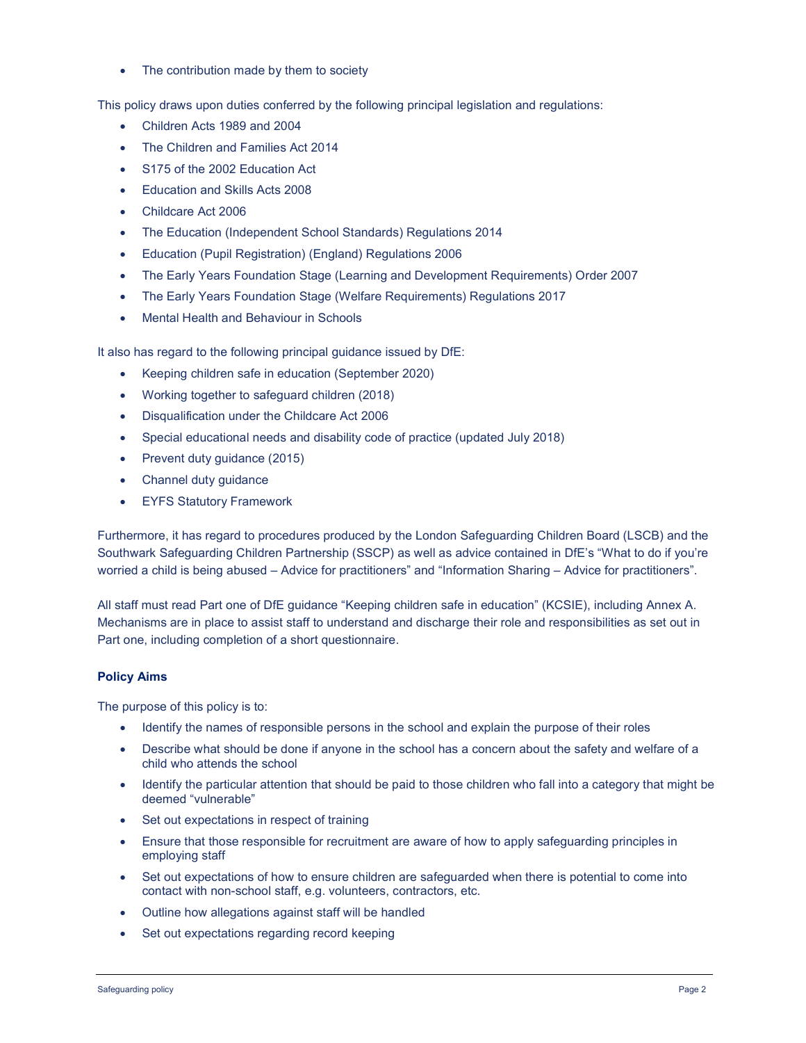- The contribution made by them to society

This policy draws upon duties conferred by the following principal legislation and regulations:

- Children Acts 1989 and 2004
- The Children and Families Act 2014
- S175 of the 2002 Education Act
- Education and Skills Acts 2008
- Childcare Act 2006
- The Education (Independent School Standards) Regulations 2014
- Education (Pupil Registration) (England) Regulations 2006
- The Early Years Foundation Stage (Learning and Development Requirements) Order 2007
- The Early Years Foundation Stage (Welfare Requirements) Regulations 2017
- Mental Health and Behaviour in Schools

It also has regard to the following principal guidance issued by DfE:

- Keeping children safe in education (September 2020)
- Working together to safeguard children (2018)
- Disqualification under the Childcare Act 2006
- Special educational needs and disability code of practice (updated July 2018)
- Prevent duty guidance (2015)
- Channel duty guidance
- EYFS Statutory Framework

Furthermore, it has regard to procedures produced by the London Safeguarding Children Board (LSCB) and the Southwark Safeguarding Children Partnership (SSCP) as well as advice contained in DfE's "What to do if you're worried a child is being abused – Advice for practitioners" and "Information Sharing – Advice for practitioners".

All staff must read Part one of DfE guidance "Keeping children safe in education" (KCSIE), including Annex A. Mechanisms are in place to assist staff to understand and discharge their role and responsibilities as set out in Part one, including completion of a short questionnaire.

**Policy Aims**

The purpose of this policy is to:

- Identify the names of responsible persons in the school and explain the purpose of their roles
- Describe what should be done if anyone in the school has a concern about the safety and welfare of a child who attends the school
- Identify the particular attention that should be paid to those children who fall into a category that might be deemed "vulnerable"
- Set out expectations in respect of training
- Ensure that those responsible for recruitment are aware of how to apply safeguarding principles in employing staff
- Set out expectations of how to ensure children are safeguarded when there is potential to come into contact with non-school staff, e.g. volunteers, contractors, etc.
- Outline how allegations against staff will be handled
- Set out expectations regarding record keeping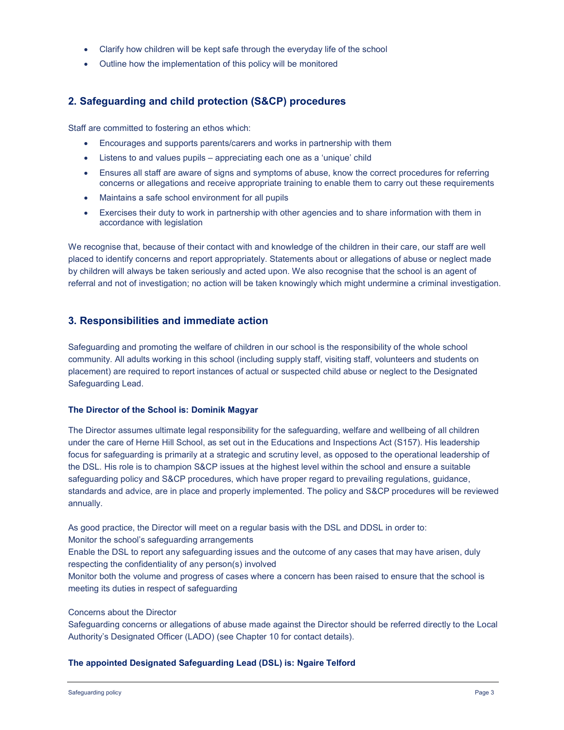- Clarify how children will be kept safe through the everyday life of the school
- Outline how the implementation of this policy will be monitored

## 2. Safeguarding and child protection (S&CP) procedures

Staff are committed to fostering an ethos which:

- Encourages and supports parents/carers and works in partnership with them
- Listens to and values pupils – appreciating each one as a 'unique' child
- Ensures all staff are aware of signs and symptoms of abuse, know the correct procedures for referring concerns or allegations and receive appropriate training to enable them to carry out these requirements
- Maintains a safe school environment for all pupils
- Exercises their duty to work in partnership with other agencies and to share information with them in accordance with legislation

We recognise that, because of their contact with and knowledge of the children in their care, our staff are well placed to identify concerns and report appropriately. Statements about or allegations of abuse or neglect made by children will always be taken seriously and acted upon. We also recognise that the school is an agent of referral and not of investigation; no action will be taken knowingly which might undermine a criminal investigation.

## 3. Responsibilities and immediate action

Safeguarding and promoting the welfare of children in our school is the responsibility of the whole school community. All adults working in this school (including supply staff, visiting staff, volunteers and students on placement) are required to report instances of actual or suspected child abuse or neglect to the Designated Safeguarding Lead.

**The Director of the School is: Dominik Magyar**

The Director assumes ultimate legal responsibility for the safeguarding, welfare and wellbeing of all children under the care of Herne Hill School, as set out in the Educations and Inspections Act (S157). His leadership focus for safeguarding is primarily at a strategic and scrutiny level, as opposed to the operational leadership of the DSL. His role is to champion S&CP issues at the highest level within the school and ensure a suitable safeguarding policy and S&CP procedures, which have proper regard to prevailing regulations, guidance, standards and advice, are in place and properly implemented. The policy and S&CP procedures will be reviewed annually.

As good practice, the Director will meet on a regular basis with the DSL and DDSL in order to:

Monitor the school's safeguarding arrangements

Enable the DSL to report any safeguarding issues and the outcome of any cases that may have arisen, duly respecting the confidentiality of any person(s) involved

Monitor both the volume and progress of cases where a concern has been raised to ensure that the school is meeting its duties in respect of safeguarding

Concerns about the Director

Safeguarding concerns or allegations of abuse made against the Director should be referred directly to the Local Authority's Designated Officer (LADO) (see Chapter 10 for contact details).

**The appointed Designated Safeguarding Lead (DSL) is: Ngaire Telford**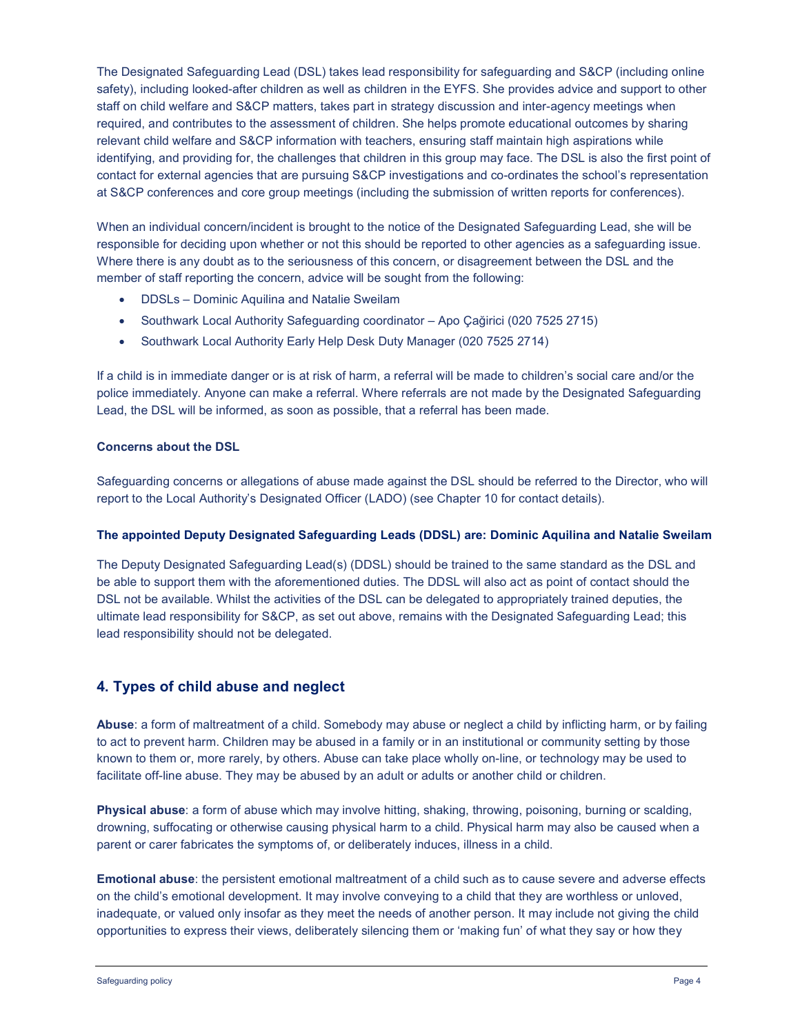The Designated Safeguarding Lead (DSL) takes lead responsibility for safeguarding and S&CP (including online safety), including looked-after children as well as children in the EYFS. She provides advice and support to other staff on child welfare and S&CP matters, takes part in strategy discussion and inter-agency meetings when required, and contributes to the assessment of children. She helps promote educational outcomes by sharing relevant child welfare and S&CP information with teachers, ensuring staff maintain high aspirations while identifying, and providing for, the challenges that children in this group may face. The DSL is also the first point of contact for external agencies that are pursuing S&CP investigations and co-ordinates the school's representation at S&CP conferences and core group meetings (including the submission of written reports for conferences).

When an individual concern/incident is brought to the notice of the Designated Safeguarding Lead, she will be responsible for deciding upon whether or not this should be reported to other agencies as a safeguarding issue. Where there is any doubt as to the seriousness of this concern, or disagreement between the DSL and the member of staff reporting the concern, advice will be sought from the following:

- DDSLs – Dominic Aquilina and Natalie Sweilam
- Southwark Local Authority Safeguarding coordinator – Apo Çağirici (020 7525 2715)
- Southwark Local Authority Early Help Desk Duty Manager (020 7525 2714)

If a child is in immediate danger or is at risk of harm, a referral will be made to children's social care and/or the police immediately. Anyone can make a referral. Where referrals are not made by the Designated Safeguarding Lead, the DSL will be informed, as soon as possible, that a referral has been made.

**Concerns about the DSL**

Safeguarding concerns or allegations of abuse made against the DSL should be referred to the Director, who will report to the Local Authority's Designated Officer (LADO) (see Chapter 10 for contact details).

**The appointed Deputy Designated Safeguarding Leads (DDSL) are: Dominic Aquilina and Natalie Sweilam**

The Deputy Designated Safeguarding Lead(s) (DDSL) should be trained to the same standard as the DSL and be able to support them with the aforementioned duties. The DDSL will also act as point of contact should the DSL not be available. Whilst the activities of the DSL can be delegated to appropriately trained deputies, the ultimate lead responsibility for S&CP, as set out above, remains with the Designated Safeguarding Lead; this lead responsibility should not be delegated.

## 4. Types of child abuse and neglect

**Abuse**: a form of maltreatment of a child. Somebody may abuse or neglect a child by inflicting harm, or by failing to act to prevent harm. Children may be abused in a family or in an institutional or community setting by those known to them or, more rarely, by others. Abuse can take place wholly on-line, or technology may be used to facilitate off-line abuse. They may be abused by an adult or adults or another child or children.

**Physical abuse**: a form of abuse which may involve hitting, shaking, throwing, poisoning, burning or scalding, drowning, suffocating or otherwise causing physical harm to a child. Physical harm may also be caused when a parent or carer fabricates the symptoms of, or deliberately induces, illness in a child.

**Emotional abuse**: the persistent emotional maltreatment of a child such as to cause severe and adverse effects on the child's emotional development. It may involve conveying to a child that they are worthless or unloved, inadequate, or valued only insofar as they meet the needs of another person. It may include not giving the child opportunities to express their views, deliberately silencing them or 'making fun' of what they say or how they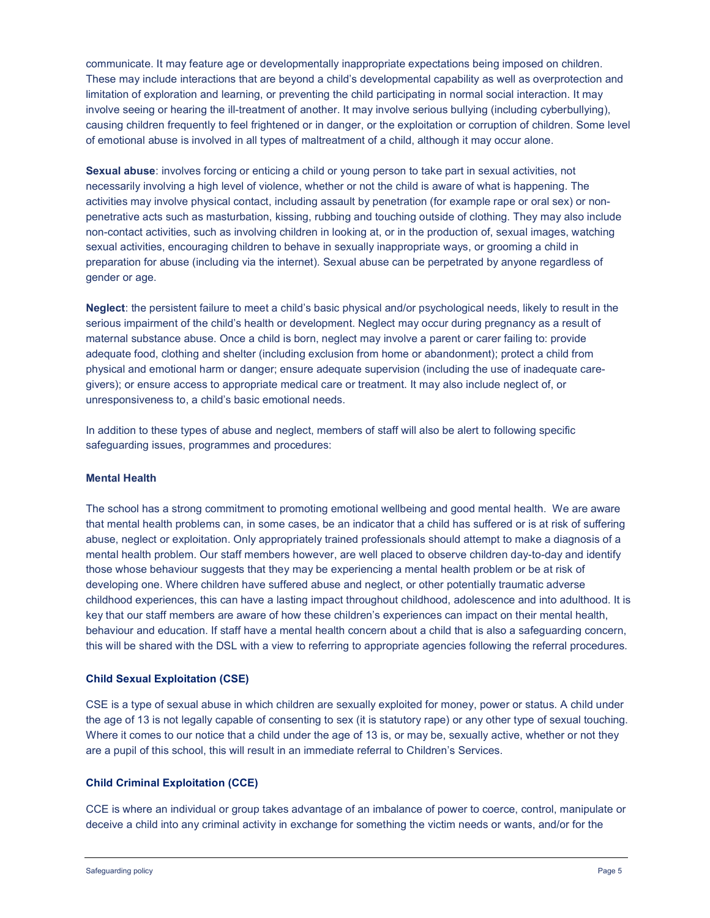communicate. It may feature age or developmentally inappropriate expectations being imposed on children. These may include interactions that are beyond a child's developmental capability as well as overprotection and limitation of exploration and learning, or preventing the child participating in normal social interaction. It may involve seeing or hearing the ill-treatment of another. It may involve serious bullying (including cyberbullying), causing children frequently to feel frightened or in danger, or the exploitation or corruption of children. Some level of emotional abuse is involved in all types of maltreatment of a child, although it may occur alone.

**Sexual abuse**: involves forcing or enticing a child or young person to take part in sexual activities, not necessarily involving a high level of violence, whether or not the child is aware of what is happening. The activities may involve physical contact, including assault by penetration (for example rape or oral sex) or non-penetrative acts such as masturbation, kissing, rubbing and touching outside of clothing. They may also include non-contact activities, such as involving children in looking at, or in the production of, sexual images, watching sexual activities, encouraging children to behave in sexually inappropriate ways, or grooming a child in preparation for abuse (including via the internet). Sexual abuse can be perpetrated by anyone regardless of gender or age.

**Neglect**: the persistent failure to meet a child's basic physical and/or psychological needs, likely to result in the serious impairment of the child's health or development. Neglect may occur during pregnancy as a result of maternal substance abuse. Once a child is born, neglect may involve a parent or carer failing to: provide adequate food, clothing and shelter (including exclusion from home or abandonment); protect a child from physical and emotional harm or danger; ensure adequate supervision (including the use of inadequate care-givers); or ensure access to appropriate medical care or treatment. It may also include neglect of, or unresponsiveness to, a child's basic emotional needs.

In addition to these types of abuse and neglect, members of staff will also be alert to following specific safeguarding issues, programmes and procedures:

**Mental Health**

The school has a strong commitment to promoting emotional wellbeing and good mental health. We are aware that mental health problems can, in some cases, be an indicator that a child has suffered or is at risk of suffering abuse, neglect or exploitation. Only appropriately trained professionals should attempt to make a diagnosis of a mental health problem. Our staff members however, are well placed to observe children day-to-day and identify those whose behaviour suggests that they may be experiencing a mental health problem or be at risk of developing one. Where children have suffered abuse and neglect, or other potentially traumatic adverse childhood experiences, this can have a lasting impact throughout childhood, adolescence and into adulthood. It is key that our staff members are aware of how these children's experiences can impact on their mental health, behaviour and education. If staff have a mental health concern about a child that is also a safeguarding concern, this will be shared with the DSL with a view to referring to appropriate agencies following the referral procedures.

**Child Sexual Exploitation (CSE)**

CSE is a type of sexual abuse in which children are sexually exploited for money, power or status. A child under the age of 13 is not legally capable of consenting to sex (it is statutory rape) or any other type of sexual touching. Where it comes to our notice that a child under the age of 13 is, or may be, sexually active, whether or not they are a pupil of this school, this will result in an immediate referral to Children's Services.

**Child Criminal Exploitation (CCE)**

CCE is where an individual or group takes advantage of an imbalance of power to coerce, control, manipulate or deceive a child into any criminal activity in exchange for something the victim needs or wants, and/or for the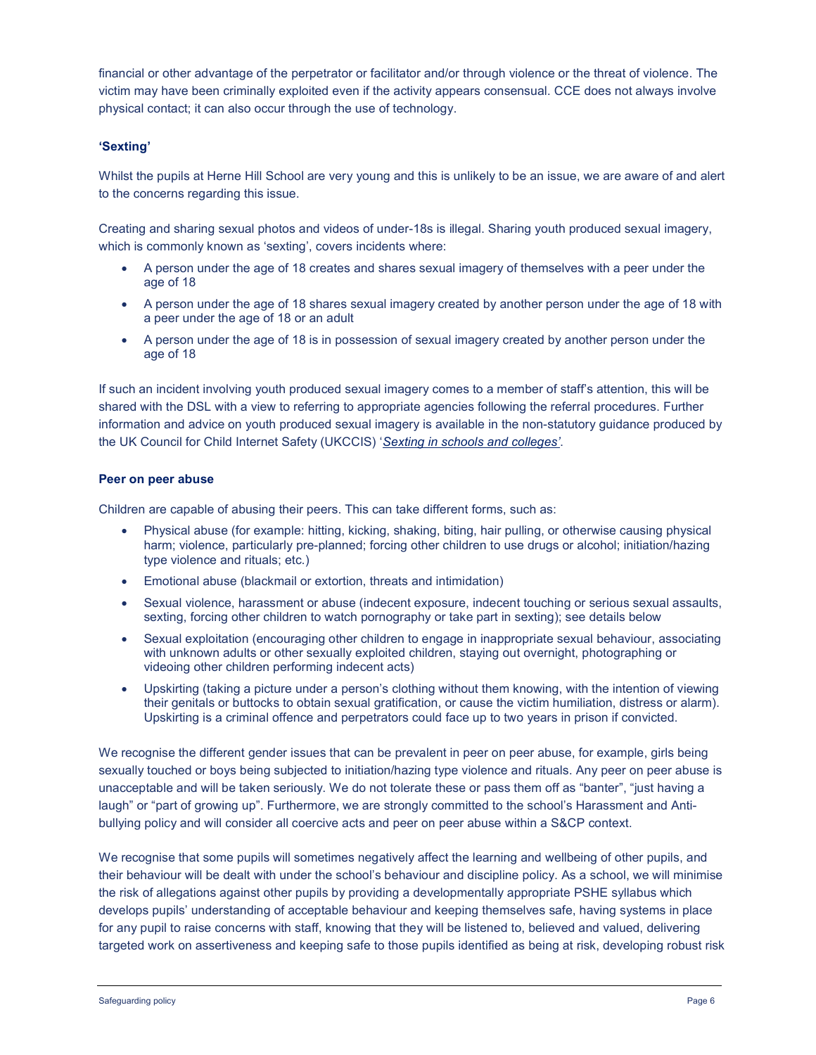financial or other advantage of the perpetrator or facilitator and/or through violence or the threat of violence. The victim may have been criminally exploited even if the activity appears consensual. CCE does not always involve physical contact; it can also occur through the use of technology.

### 'Sexting'

Whilst the pupils at Herne Hill School are very young and this is unlikely to be an issue, we are aware of and alert to the concerns regarding this issue.

Creating and sharing sexual photos and videos of under-18s is illegal. Sharing youth produced sexual imagery, which is commonly known as 'sexting', covers incidents where:

- A person under the age of 18 creates and shares sexual imagery of themselves with a peer under the age of 18
- A person under the age of 18 shares sexual imagery created by another person under the age of 18 with a peer under the age of 18 or an adult
- A person under the age of 18 is in possession of sexual imagery created by another person under the age of 18

If such an incident involving youth produced sexual imagery comes to a member of staff's attention, this will be shared with the DSL with a view to referring to appropriate agencies following the referral procedures. Further information and advice on youth produced sexual imagery is available in the non-statutory guidance produced by the UK Council for Child Internet Safety (UKCCIS) '*Sexting in schools and colleges'*.

### Peer on peer abuse

Children are capable of abusing their peers. This can take different forms, such as:

- Physical abuse (for example: hitting, kicking, shaking, biting, hair pulling, or otherwise causing physical harm; violence, particularly pre-planned; forcing other children to use drugs or alcohol; initiation/hazing type violence and rituals; etc.)
- Emotional abuse (blackmail or extortion, threats and intimidation)
- Sexual violence, harassment or abuse (indecent exposure, indecent touching or serious sexual assaults, sexting, forcing other children to watch pornography or take part in sexting); see details below
- Sexual exploitation (encouraging other children to engage in inappropriate sexual behaviour, associating with unknown adults or other sexually exploited children, staying out overnight, photographing or videoing other children performing indecent acts)
- Upskirting (taking a picture under a person's clothing without them knowing, with the intention of viewing their genitals or buttocks to obtain sexual gratification, or cause the victim humiliation, distress or alarm). Upskirting is a criminal offence and perpetrators could face up to two years in prison if convicted.

We recognise the different gender issues that can be prevalent in peer on peer abuse, for example, girls being sexually touched or boys being subjected to initiation/hazing type violence and rituals. Any peer on peer abuse is unacceptable and will be taken seriously. We do not tolerate these or pass them off as "banter", "just having a laugh" or "part of growing up". Furthermore, we are strongly committed to the school's Harassment and Anti-bullying policy and will consider all coercive acts and peer on peer abuse within a S&CP context.

We recognise that some pupils will sometimes negatively affect the learning and wellbeing of other pupils, and their behaviour will be dealt with under the school's behaviour and discipline policy. As a school, we will minimise the risk of allegations against other pupils by providing a developmentally appropriate PSHE syllabus which develops pupils' understanding of acceptable behaviour and keeping themselves safe, having systems in place for any pupil to raise concerns with staff, knowing that they will be listened to, believed and valued, delivering targeted work on assertiveness and keeping safe to those pupils identified as being at risk, developing robust risk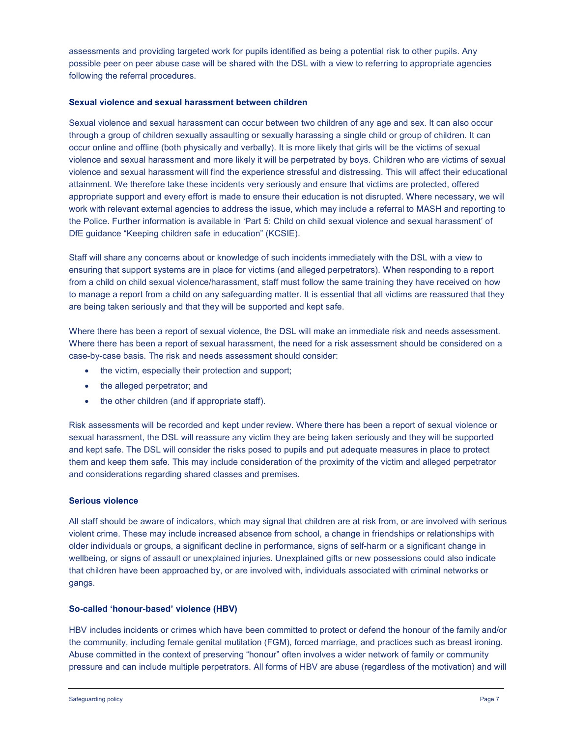assessments and providing targeted work for pupils identified as being a potential risk to other pupils. Any possible peer on peer abuse case will be shared with the DSL with a view to referring to appropriate agencies following the referral procedures.

**Sexual violence and sexual harassment between children**

Sexual violence and sexual harassment can occur between two children of any age and sex. It can also occur through a group of children sexually assaulting or sexually harassing a single child or group of children. It can occur online and offline (both physically and verbally). It is more likely that girls will be the victims of sexual violence and sexual harassment and more likely it will be perpetrated by boys. Children who are victims of sexual violence and sexual harassment will find the experience stressful and distressing. This will affect their educational attainment. We therefore take these incidents very seriously and ensure that victims are protected, offered appropriate support and every effort is made to ensure their education is not disrupted. Where necessary, we will work with relevant external agencies to address the issue, which may include a referral to MASH and reporting to the Police. Further information is available in 'Part 5: Child on child sexual violence and sexual harassment' of DfE guidance "Keeping children safe in education" (KCSIE).

Staff will share any concerns about or knowledge of such incidents immediately with the DSL with a view to ensuring that support systems are in place for victims (and alleged perpetrators). When responding to a report from a child on child sexual violence/harassment, staff must follow the same training they have received on how to manage a report from a child on any safeguarding matter. It is essential that all victims are reassured that they are being taken seriously and that they will be supported and kept safe.

Where there has been a report of sexual violence, the DSL will make an immediate risk and needs assessment. Where there has been a report of sexual harassment, the need for a risk assessment should be considered on a case-by-case basis. The risk and needs assessment should consider:

- the victim, especially their protection and support;
- the alleged perpetrator; and
- the other children (and if appropriate staff).

Risk assessments will be recorded and kept under review. Where there has been a report of sexual violence or sexual harassment, the DSL will reassure any victim they are being taken seriously and they will be supported and kept safe. The DSL will consider the risks posed to pupils and put adequate measures in place to protect them and keep them safe. This may include consideration of the proximity of the victim and alleged perpetrator and considerations regarding shared classes and premises.

**Serious violence**

All staff should be aware of indicators, which may signal that children are at risk from, or are involved with serious violent crime. These may include increased absence from school, a change in friendships or relationships with older individuals or groups, a significant decline in performance, signs of self-harm or a significant change in wellbeing, or signs of assault or unexplained injuries. Unexplained gifts or new possessions could also indicate that children have been approached by, or are involved with, individuals associated with criminal networks or gangs.

**So-called 'honour-based' violence (HBV)**

HBV includes incidents or crimes which have been committed to protect or defend the honour of the family and/or the community, including female genital mutilation (FGM), forced marriage, and practices such as breast ironing. Abuse committed in the context of preserving "honour" often involves a wider network of family or community pressure and can include multiple perpetrators. All forms of HBV are abuse (regardless of the motivation) and will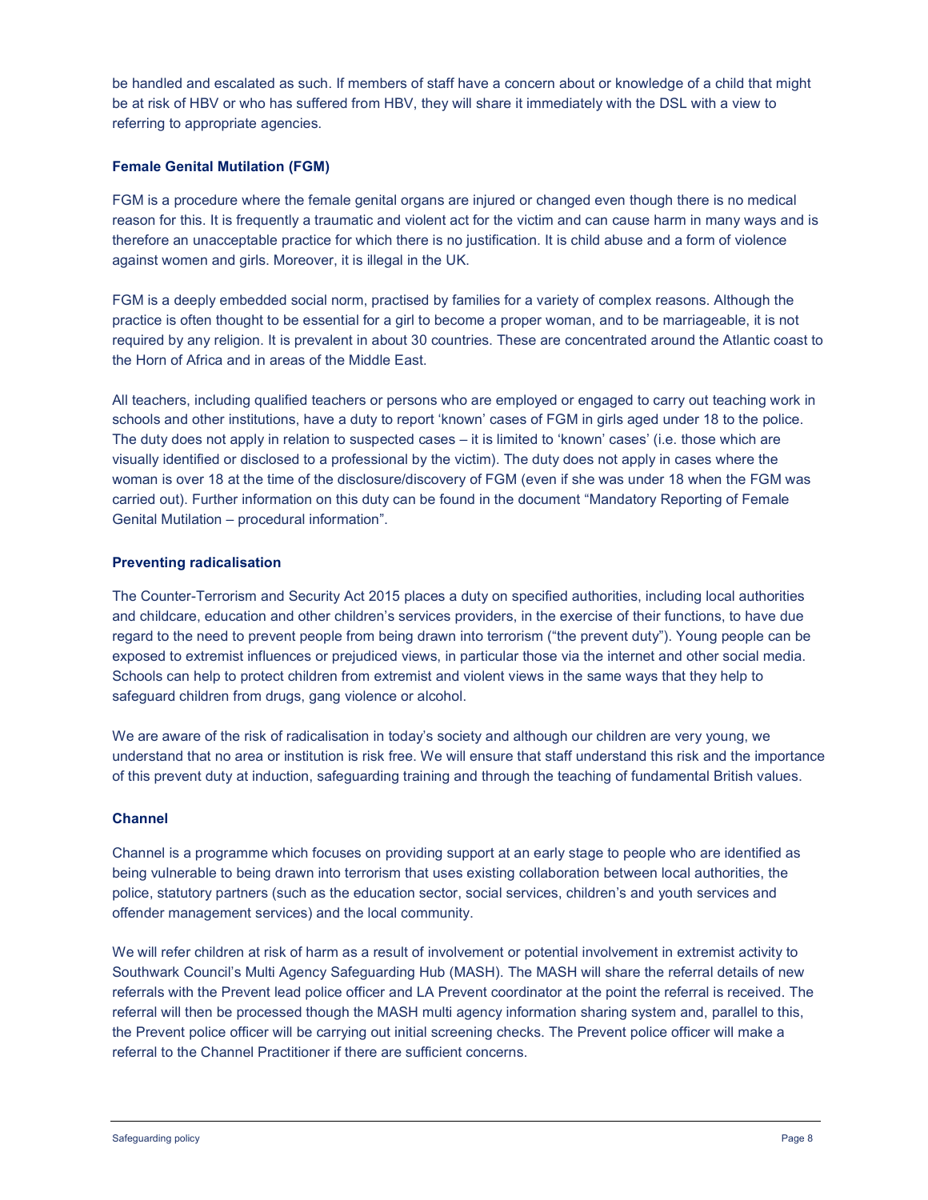be handled and escalated as such. If members of staff have a concern about or knowledge of a child that might be at risk of HBV or who has suffered from HBV, they will share it immediately with the DSL with a view to referring to appropriate agencies.

### Female Genital Mutilation (FGM)

FGM is a procedure where the female genital organs are injured or changed even though there is no medical reason for this. It is frequently a traumatic and violent act for the victim and can cause harm in many ways and is therefore an unacceptable practice for which there is no justification. It is child abuse and a form of violence against women and girls. Moreover, it is illegal in the UK.

FGM is a deeply embedded social norm, practised by families for a variety of complex reasons. Although the practice is often thought to be essential for a girl to become a proper woman, and to be marriageable, it is not required by any religion. It is prevalent in about 30 countries. These are concentrated around the Atlantic coast to the Horn of Africa and in areas of the Middle East.

All teachers, including qualified teachers or persons who are employed or engaged to carry out teaching work in schools and other institutions, have a duty to report 'known' cases of FGM in girls aged under 18 to the police. The duty does not apply in relation to suspected cases – it is limited to 'known' cases' (i.e. those which are visually identified or disclosed to a professional by the victim). The duty does not apply in cases where the woman is over 18 at the time of the disclosure/discovery of FGM (even if she was under 18 when the FGM was carried out). Further information on this duty can be found in the document "Mandatory Reporting of Female Genital Mutilation – procedural information".

### Preventing radicalisation

The Counter-Terrorism and Security Act 2015 places a duty on specified authorities, including local authorities and childcare, education and other children's services providers, in the exercise of their functions, to have due regard to the need to prevent people from being drawn into terrorism ("the prevent duty"). Young people can be exposed to extremist influences or prejudiced views, in particular those via the internet and other social media. Schools can help to protect children from extremist and violent views in the same ways that they help to safeguard children from drugs, gang violence or alcohol.

We are aware of the risk of radicalisation in today's society and although our children are very young, we understand that no area or institution is risk free. We will ensure that staff understand this risk and the importance of this prevent duty at induction, safeguarding training and through the teaching of fundamental British values.

### Channel

Channel is a programme which focuses on providing support at an early stage to people who are identified as being vulnerable to being drawn into terrorism that uses existing collaboration between local authorities, the police, statutory partners (such as the education sector, social services, children's and youth services and offender management services) and the local community.

We will refer children at risk of harm as a result of involvement or potential involvement in extremist activity to Southwark Council's Multi Agency Safeguarding Hub (MASH). The MASH will share the referral details of new referrals with the Prevent lead police officer and LA Prevent coordinator at the point the referral is received. The referral will then be processed though the MASH multi agency information sharing system and, parallel to this, the Prevent police officer will be carrying out initial screening checks. The Prevent police officer will make a referral to the Channel Practitioner if there are sufficient concerns.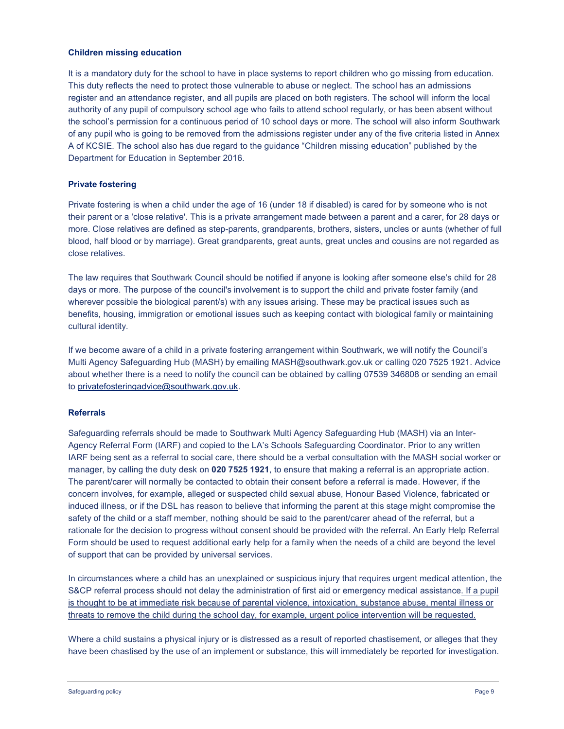### Children missing education

It is a mandatory duty for the school to have in place systems to report children who go missing from education. This duty reflects the need to protect those vulnerable to abuse or neglect. The school has an admissions register and an attendance register, and all pupils are placed on both registers. The school will inform the local authority of any pupil of compulsory school age who fails to attend school regularly, or has been absent without the school's permission for a continuous period of 10 school days or more. The school will also inform Southwark of any pupil who is going to be removed from the admissions register under any of the five criteria listed in Annex A of KCSIE. The school also has due regard to the guidance "Children missing education" published by the Department for Education in September 2016.

### Private fostering

Private fostering is when a child under the age of 16 (under 18 if disabled) is cared for by someone who is not their parent or a 'close relative'. This is a private arrangement made between a parent and a carer, for 28 days or more. Close relatives are defined as step-parents, grandparents, brothers, sisters, uncles or aunts (whether of full blood, half blood or by marriage). Great grandparents, great aunts, great uncles and cousins are not regarded as close relatives.

The law requires that Southwark Council should be notified if anyone is looking after someone else's child for 28 days or more. The purpose of the council's involvement is to support the child and private foster family (and wherever possible the biological parent/s) with any issues arising. These may be practical issues such as benefits, housing, immigration or emotional issues such as keeping contact with biological family or maintaining cultural identity.

If we become aware of a child in a private fostering arrangement within Southwark, we will notify the Council's Multi Agency Safeguarding Hub (MASH) by emailing MASH@southwark.gov.uk or calling 020 7525 1921. Advice about whether there is a need to notify the council can be obtained by calling 07539 346808 or sending an email to privatefosteringadvice@southwark.gov.uk.

### Referrals

Safeguarding referrals should be made to Southwark Multi Agency Safeguarding Hub (MASH) via an Inter-Agency Referral Form (IARF) and copied to the LA's Schools Safeguarding Coordinator. Prior to any written IARF being sent as a referral to social care, there should be a verbal consultation with the MASH social worker or manager, by calling the duty desk on **020 7525 1921**, to ensure that making a referral is an appropriate action. The parent/carer will normally be contacted to obtain their consent before a referral is made. However, if the concern involves, for example, alleged or suspected child sexual abuse, Honour Based Violence, fabricated or induced illness, or if the DSL has reason to believe that informing the parent at this stage might compromise the safety of the child or a staff member, nothing should be said to the parent/carer ahead of the referral, but a rationale for the decision to progress without consent should be provided with the referral. An Early Help Referral Form should be used to request additional early help for a family when the needs of a child are beyond the level of support that can be provided by universal services.

In circumstances where a child has an unexplained or suspicious injury that requires urgent medical attention, the S&CP referral process should not delay the administration of first aid or emergency medical assistance. If a pupil is thought to be at immediate risk because of parental violence, intoxication, substance abuse, mental illness or threats to remove the child during the school day, for example, urgent police intervention will be requested.

Where a child sustains a physical injury or is distressed as a result of reported chastisement, or alleges that they have been chastised by the use of an implement or substance, this will immediately be reported for investigation.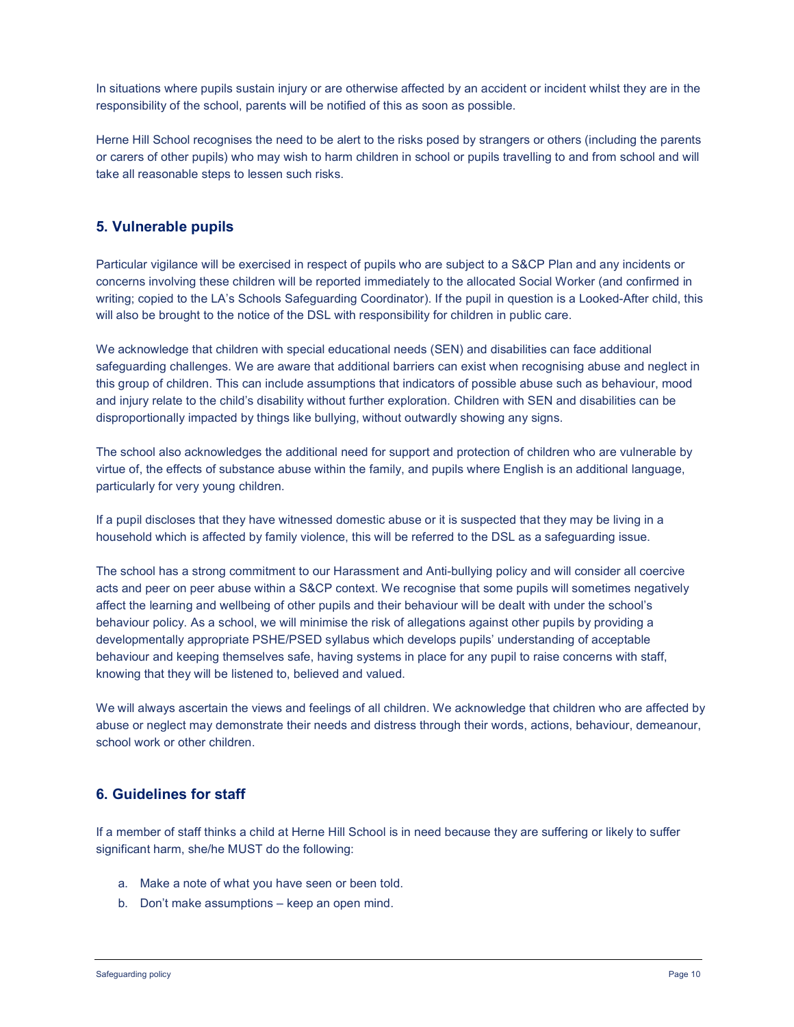In situations where pupils sustain injury or are otherwise affected by an accident or incident whilst they are in the responsibility of the school, parents will be notified of this as soon as possible.

Herne Hill School recognises the need to be alert to the risks posed by strangers or others (including the parents or carers of other pupils) who may wish to harm children in school or pupils travelling to and from school and will take all reasonable steps to lessen such risks.

## 5. Vulnerable pupils

Particular vigilance will be exercised in respect of pupils who are subject to a S&CP Plan and any incidents or concerns involving these children will be reported immediately to the allocated Social Worker (and confirmed in writing; copied to the LA's Schools Safeguarding Coordinator). If the pupil in question is a Looked-After child, this will also be brought to the notice of the DSL with responsibility for children in public care.

We acknowledge that children with special educational needs (SEN) and disabilities can face additional safeguarding challenges. We are aware that additional barriers can exist when recognising abuse and neglect in this group of children. This can include assumptions that indicators of possible abuse such as behaviour, mood and injury relate to the child's disability without further exploration. Children with SEN and disabilities can be disproportionally impacted by things like bullying, without outwardly showing any signs.

The school also acknowledges the additional need for support and protection of children who are vulnerable by virtue of, the effects of substance abuse within the family, and pupils where English is an additional language, particularly for very young children.

If a pupil discloses that they have witnessed domestic abuse or it is suspected that they may be living in a household which is affected by family violence, this will be referred to the DSL as a safeguarding issue.

The school has a strong commitment to our Harassment and Anti-bullying policy and will consider all coercive acts and peer on peer abuse within a S&CP context. We recognise that some pupils will sometimes negatively affect the learning and wellbeing of other pupils and their behaviour will be dealt with under the school's behaviour policy. As a school, we will minimise the risk of allegations against other pupils by providing a developmentally appropriate PSHE/PSED syllabus which develops pupils' understanding of acceptable behaviour and keeping themselves safe, having systems in place for any pupil to raise concerns with staff, knowing that they will be listened to, believed and valued.

We will always ascertain the views and feelings of all children. We acknowledge that children who are affected by abuse or neglect may demonstrate their needs and distress through their words, actions, behaviour, demeanour, school work or other children.

## 6. Guidelines for staff

If a member of staff thinks a child at Herne Hill School is in need because they are suffering or likely to suffer significant harm, she/he MUST do the following:

a. Make a note of what you have seen or been told.
b. Don't make assumptions – keep an open mind.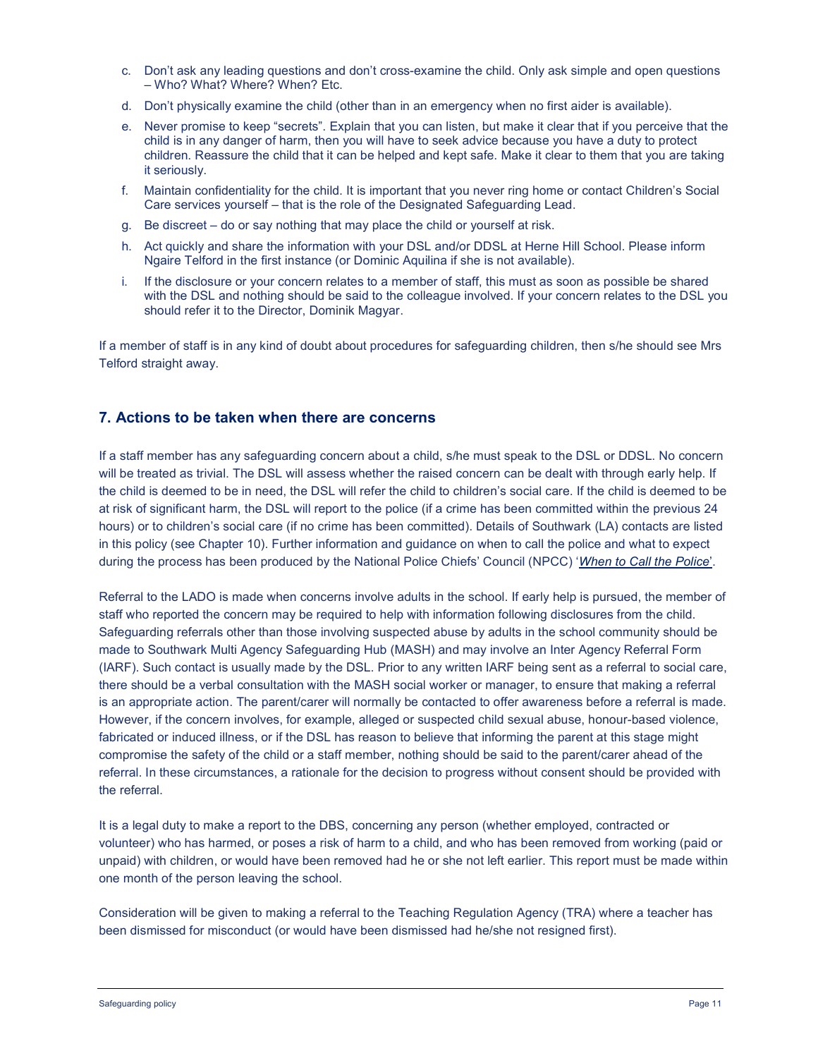c. Don't ask any leading questions and don't cross-examine the child. Only ask simple and open questions – Who? What? Where? When? Etc.

d. Don't physically examine the child (other than in an emergency when no first aider is available).

e. Never promise to keep "secrets". Explain that you can listen, but make it clear that if you perceive that the child is in any danger of harm, then you will have to seek advice because you have a duty to protect children. Reassure the child that it can be helped and kept safe. Make it clear to them that you are taking it seriously.

f. Maintain confidentiality for the child. It is important that you never ring home or contact Children's Social Care services yourself – that is the role of the Designated Safeguarding Lead.

g. Be discreet – do or say nothing that may place the child or yourself at risk.

h. Act quickly and share the information with your DSL and/or DDSL at Herne Hill School. Please inform Ngaire Telford in the first instance (or Dominic Aquilina if she is not available).

i. If the disclosure or your concern relates to a member of staff, this must as soon as possible be shared with the DSL and nothing should be said to the colleague involved. If your concern relates to the DSL you should refer it to the Director, Dominik Magyar.

If a member of staff is in any kind of doubt about procedures for safeguarding children, then s/he should see Mrs Telford straight away.

## 7. Actions to be taken when there are concerns

If a staff member has any safeguarding concern about a child, s/he must speak to the DSL or DDSL. No concern will be treated as trivial. The DSL will assess whether the raised concern can be dealt with through early help. If the child is deemed to be in need, the DSL will refer the child to children's social care. If the child is deemed to be at risk of significant harm, the DSL will report to the police (if a crime has been committed within the previous 24 hours) or to children's social care (if no crime has been committed). Details of Southwark (LA) contacts are listed in this policy (see Chapter 10). Further information and guidance on when to call the police and what to expect during the process has been produced by the National Police Chiefs' Council (NPCC) '*When to Call the Police*'.

Referral to the LADO is made when concerns involve adults in the school. If early help is pursued, the member of staff who reported the concern may be required to help with information following disclosures from the child. Safeguarding referrals other than those involving suspected abuse by adults in the school community should be made to Southwark Multi Agency Safeguarding Hub (MASH) and may involve an Inter Agency Referral Form (IARF). Such contact is usually made by the DSL. Prior to any written IARF being sent as a referral to social care, there should be a verbal consultation with the MASH social worker or manager, to ensure that making a referral is an appropriate action. The parent/carer will normally be contacted to offer awareness before a referral is made. However, if the concern involves, for example, alleged or suspected child sexual abuse, honour-based violence, fabricated or induced illness, or if the DSL has reason to believe that informing the parent at this stage might compromise the safety of the child or a staff member, nothing should be said to the parent/carer ahead of the referral. In these circumstances, a rationale for the decision to progress without consent should be provided with the referral.

It is a legal duty to make a report to the DBS, concerning any person (whether employed, contracted or volunteer) who has harmed, or poses a risk of harm to a child, and who has been removed from working (paid or unpaid) with children, or would have been removed had he or she not left earlier. This report must be made within one month of the person leaving the school.

Consideration will be given to making a referral to the Teaching Regulation Agency (TRA) where a teacher has been dismissed for misconduct (or would have been dismissed had he/she not resigned first).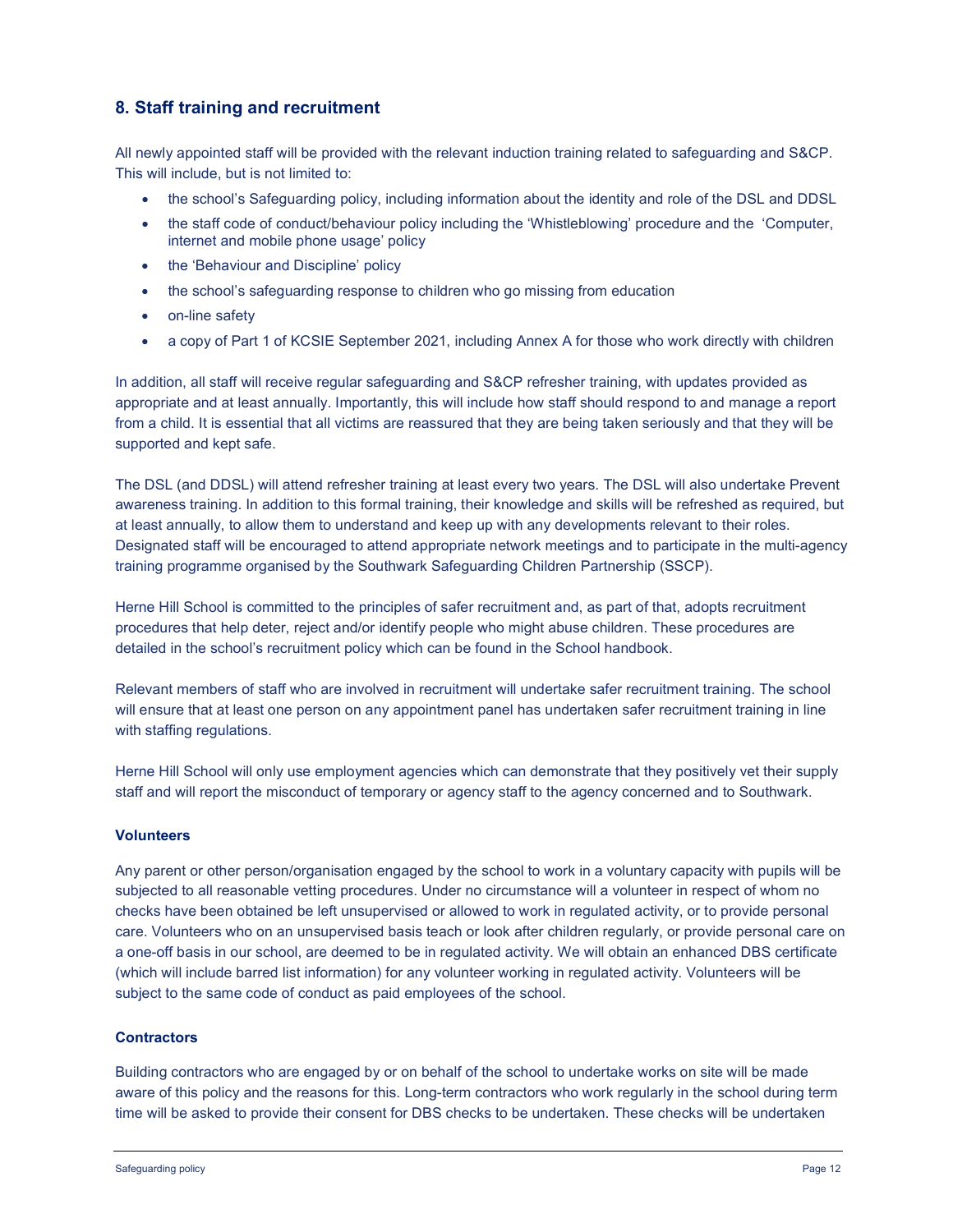## 8. Staff training and recruitment

All newly appointed staff will be provided with the relevant induction training related to safeguarding and S&CP. This will include, but is not limited to:

- the school's Safeguarding policy, including information about the identity and role of the DSL and DDSL
- the staff code of conduct/behaviour policy including the 'Whistleblowing' procedure and the 'Computer, internet and mobile phone usage' policy
- the 'Behaviour and Discipline' policy
- the school's safeguarding response to children who go missing from education
- on-line safety
- a copy of Part 1 of KCSIE September 2021, including Annex A for those who work directly with children

In addition, all staff will receive regular safeguarding and S&CP refresher training, with updates provided as appropriate and at least annually. Importantly, this will include how staff should respond to and manage a report from a child. It is essential that all victims are reassured that they are being taken seriously and that they will be supported and kept safe.

The DSL (and DDSL) will attend refresher training at least every two years. The DSL will also undertake Prevent awareness training. In addition to this formal training, their knowledge and skills will be refreshed as required, but at least annually, to allow them to understand and keep up with any developments relevant to their roles. Designated staff will be encouraged to attend appropriate network meetings and to participate in the multi-agency training programme organised by the Southwark Safeguarding Children Partnership (SSCP).

Herne Hill School is committed to the principles of safer recruitment and, as part of that, adopts recruitment procedures that help deter, reject and/or identify people who might abuse children. These procedures are detailed in the school's recruitment policy which can be found in the School handbook.

Relevant members of staff who are involved in recruitment will undertake safer recruitment training. The school will ensure that at least one person on any appointment panel has undertaken safer recruitment training in line with staffing regulations.

Herne Hill School will only use employment agencies which can demonstrate that they positively vet their supply staff and will report the misconduct of temporary or agency staff to the agency concerned and to Southwark.

### Volunteers

Any parent or other person/organisation engaged by the school to work in a voluntary capacity with pupils will be subjected to all reasonable vetting procedures. Under no circumstance will a volunteer in respect of whom no checks have been obtained be left unsupervised or allowed to work in regulated activity, or to provide personal care. Volunteers who on an unsupervised basis teach or look after children regularly, or provide personal care on a one-off basis in our school, are deemed to be in regulated activity. We will obtain an enhanced DBS certificate (which will include barred list information) for any volunteer working in regulated activity. Volunteers will be subject to the same code of conduct as paid employees of the school.

### Contractors

Building contractors who are engaged by or on behalf of the school to undertake works on site will be made aware of this policy and the reasons for this. Long-term contractors who work regularly in the school during term time will be asked to provide their consent for DBS checks to be undertaken. These checks will be undertaken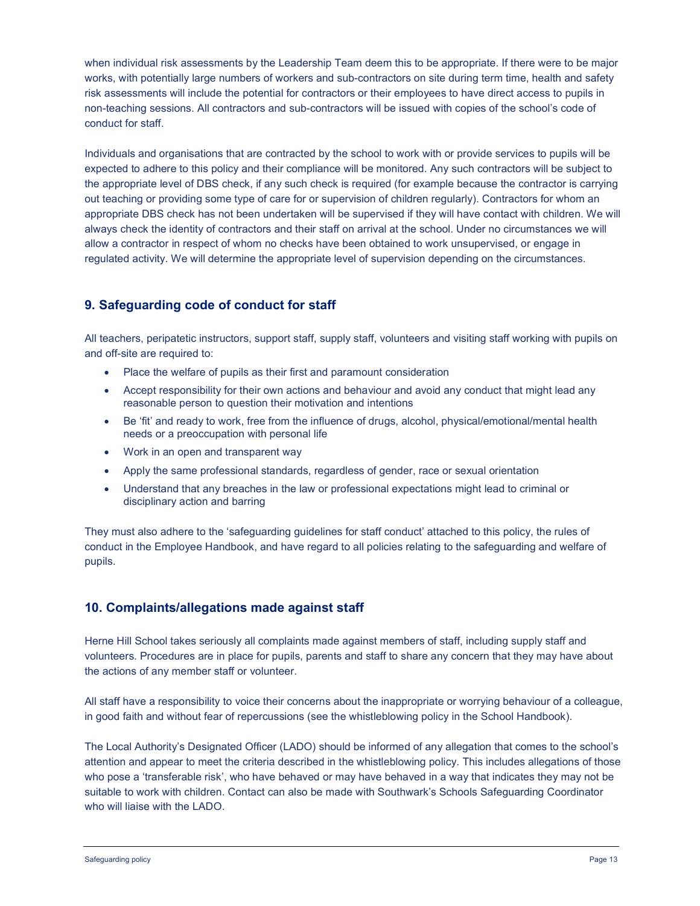when individual risk assessments by the Leadership Team deem this to be appropriate. If there were to be major works, with potentially large numbers of workers and sub-contractors on site during term time, health and safety risk assessments will include the potential for contractors or their employees to have direct access to pupils in non-teaching sessions. All contractors and sub-contractors will be issued with copies of the school's code of conduct for staff.

Individuals and organisations that are contracted by the school to work with or provide services to pupils will be expected to adhere to this policy and their compliance will be monitored. Any such contractors will be subject to the appropriate level of DBS check, if any such check is required (for example because the contractor is carrying out teaching or providing some type of care for or supervision of children regularly). Contractors for whom an appropriate DBS check has not been undertaken will be supervised if they will have contact with children. We will always check the identity of contractors and their staff on arrival at the school. Under no circumstances we will allow a contractor in respect of whom no checks have been obtained to work unsupervised, or engage in regulated activity. We will determine the appropriate level of supervision depending on the circumstances.

## 9. Safeguarding code of conduct for staff

All teachers, peripatetic instructors, support staff, supply staff, volunteers and visiting staff working with pupils on and off-site are required to:

- Place the welfare of pupils as their first and paramount consideration
- Accept responsibility for their own actions and behaviour and avoid any conduct that might lead any reasonable person to question their motivation and intentions
- Be 'fit' and ready to work, free from the influence of drugs, alcohol, physical/emotional/mental health needs or a preoccupation with personal life
- Work in an open and transparent way
- Apply the same professional standards, regardless of gender, race or sexual orientation
- Understand that any breaches in the law or professional expectations might lead to criminal or disciplinary action and barring

They must also adhere to the 'safeguarding guidelines for staff conduct' attached to this policy, the rules of conduct in the Employee Handbook, and have regard to all policies relating to the safeguarding and welfare of pupils.

## 10. Complaints/allegations made against staff

Herne Hill School takes seriously all complaints made against members of staff, including supply staff and volunteers. Procedures are in place for pupils, parents and staff to share any concern that they may have about the actions of any member staff or volunteer.

All staff have a responsibility to voice their concerns about the inappropriate or worrying behaviour of a colleague, in good faith and without fear of repercussions (see the whistleblowing policy in the School Handbook).

The Local Authority's Designated Officer (LADO) should be informed of any allegation that comes to the school's attention and appear to meet the criteria described in the whistleblowing policy. This includes allegations of those who pose a 'transferable risk', who have behaved or may have behaved in a way that indicates they may not be suitable to work with children. Contact can also be made with Southwark's Schools Safeguarding Coordinator who will liaise with the LADO.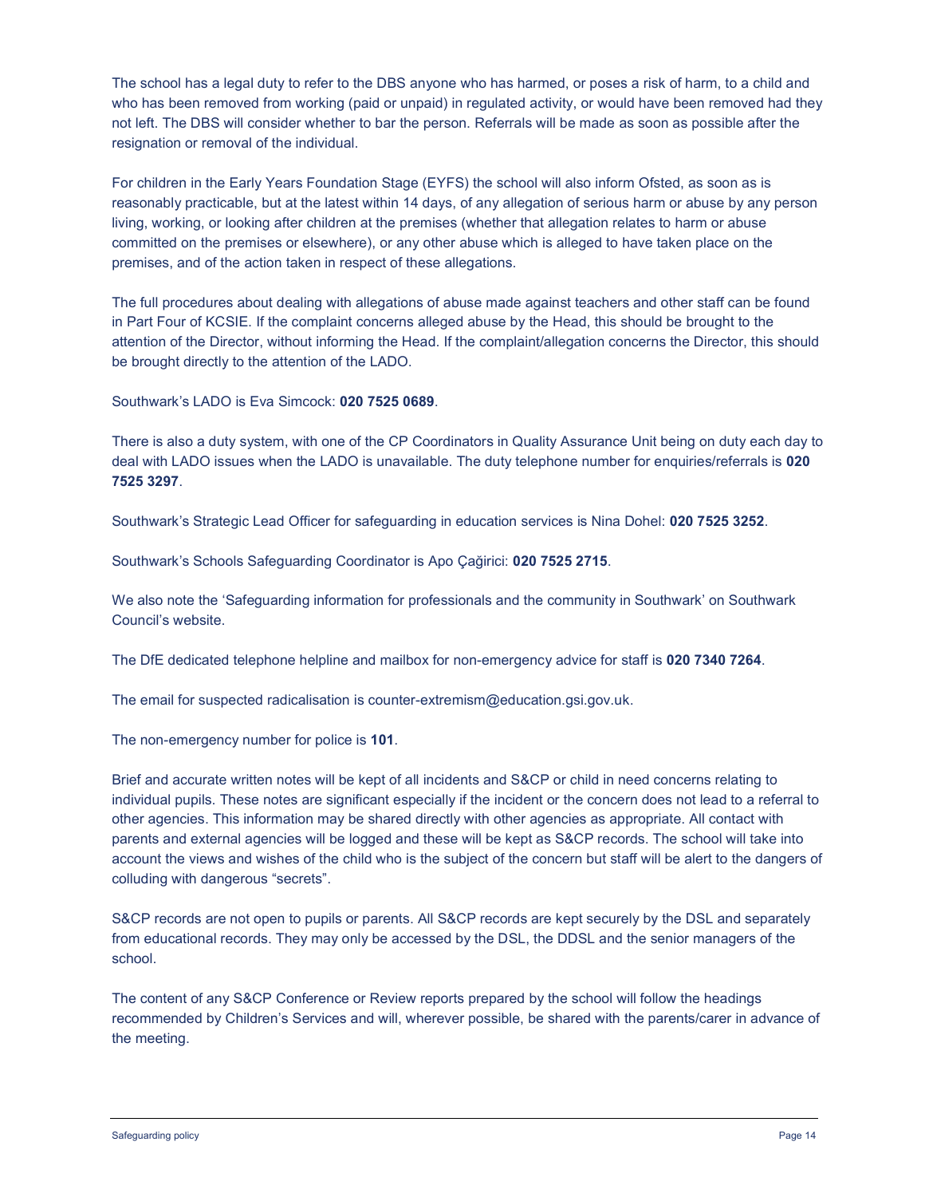The school has a legal duty to refer to the DBS anyone who has harmed, or poses a risk of harm, to a child and who has been removed from working (paid or unpaid) in regulated activity, or would have been removed had they not left. The DBS will consider whether to bar the person. Referrals will be made as soon as possible after the resignation or removal of the individual.

For children in the Early Years Foundation Stage (EYFS) the school will also inform Ofsted, as soon as is reasonably practicable, but at the latest within 14 days, of any allegation of serious harm or abuse by any person living, working, or looking after children at the premises (whether that allegation relates to harm or abuse committed on the premises or elsewhere), or any other abuse which is alleged to have taken place on the premises, and of the action taken in respect of these allegations.

The full procedures about dealing with allegations of abuse made against teachers and other staff can be found in Part Four of KCSIE. If the complaint concerns alleged abuse by the Head, this should be brought to the attention of the Director, without informing the Head. If the complaint/allegation concerns the Director, this should be brought directly to the attention of the LADO.

Southwark's LADO is Eva Simcock: **020 7525 0689**.

There is also a duty system, with one of the CP Coordinators in Quality Assurance Unit being on duty each day to deal with LADO issues when the LADO is unavailable. The duty telephone number for enquiries/referrals is **020 7525 3297**.

Southwark's Strategic Lead Officer for safeguarding in education services is Nina Dohel: **020 7525 3252**.

Southwark's Schools Safeguarding Coordinator is Apo Çağirici: **020 7525 2715**.

We also note the 'Safeguarding information for professionals and the community in Southwark' on Southwark Council's website.

The DfE dedicated telephone helpline and mailbox for non-emergency advice for staff is **020 7340 7264**.

The email for suspected radicalisation is counter-extremism@education.gsi.gov.uk.

The non-emergency number for police is **101**.

Brief and accurate written notes will be kept of all incidents and S&CP or child in need concerns relating to individual pupils. These notes are significant especially if the incident or the concern does not lead to a referral to other agencies. This information may be shared directly with other agencies as appropriate. All contact with parents and external agencies will be logged and these will be kept as S&CP records. The school will take into account the views and wishes of the child who is the subject of the concern but staff will be alert to the dangers of colluding with dangerous "secrets".

S&CP records are not open to pupils or parents. All S&CP records are kept securely by the DSL and separately from educational records. They may only be accessed by the DSL, the DDSL and the senior managers of the school.

The content of any S&CP Conference or Review reports prepared by the school will follow the headings recommended by Children's Services and will, wherever possible, be shared with the parents/carer in advance of the meeting.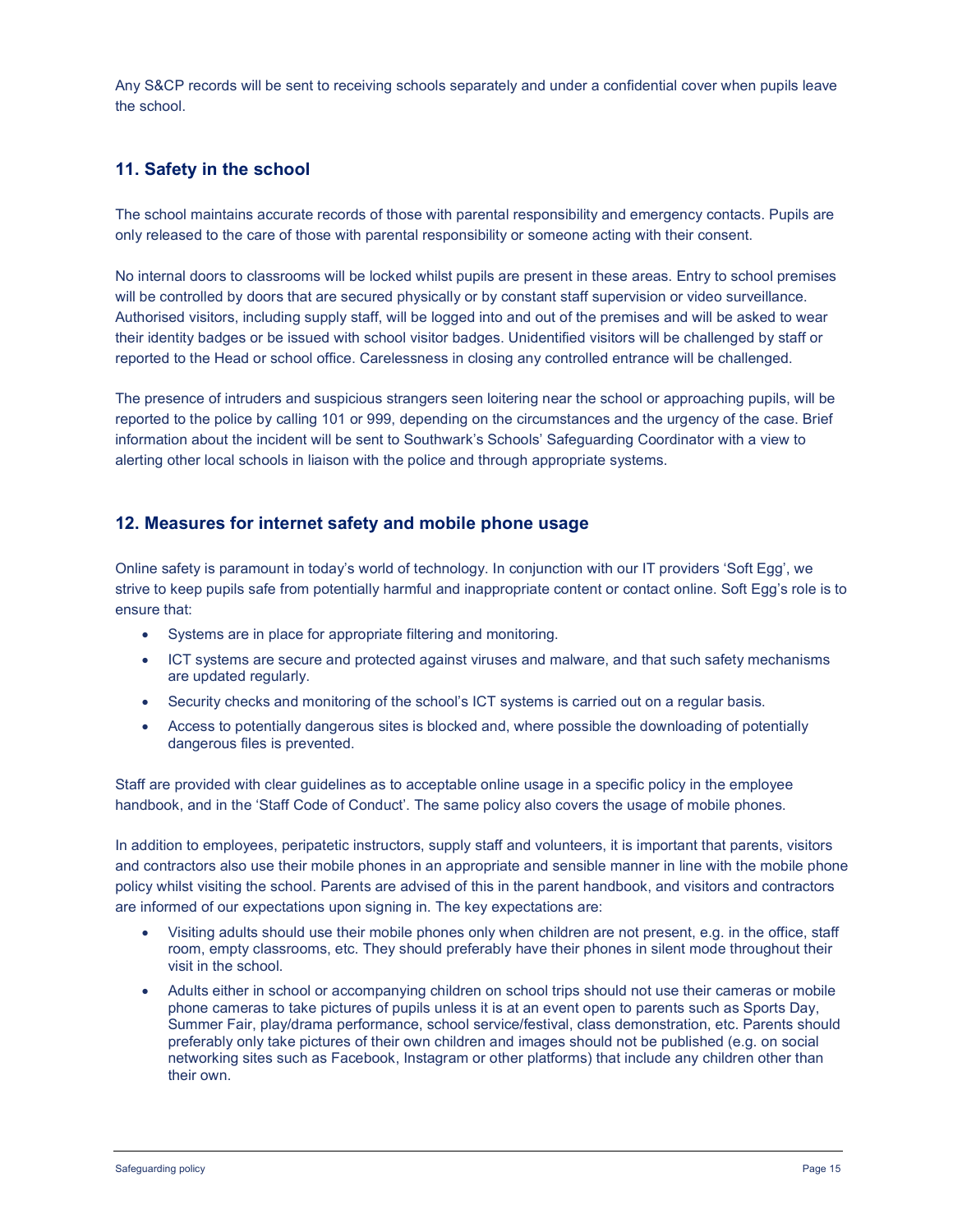Any S&CP records will be sent to receiving schools separately and under a confidential cover when pupils leave the school.

## 11. Safety in the school

The school maintains accurate records of those with parental responsibility and emergency contacts. Pupils are only released to the care of those with parental responsibility or someone acting with their consent.

No internal doors to classrooms will be locked whilst pupils are present in these areas. Entry to school premises will be controlled by doors that are secured physically or by constant staff supervision or video surveillance. Authorised visitors, including supply staff, will be logged into and out of the premises and will be asked to wear their identity badges or be issued with school visitor badges. Unidentified visitors will be challenged by staff or reported to the Head or school office. Carelessness in closing any controlled entrance will be challenged.

The presence of intruders and suspicious strangers seen loitering near the school or approaching pupils, will be reported to the police by calling 101 or 999, depending on the circumstances and the urgency of the case. Brief information about the incident will be sent to Southwark's Schools' Safeguarding Coordinator with a view to alerting other local schools in liaison with the police and through appropriate systems.

## 12. Measures for internet safety and mobile phone usage

Online safety is paramount in today's world of technology. In conjunction with our IT providers 'Soft Egg', we strive to keep pupils safe from potentially harmful and inappropriate content or contact online. Soft Egg's role is to ensure that:

- Systems are in place for appropriate filtering and monitoring.
- ICT systems are secure and protected against viruses and malware, and that such safety mechanisms are updated regularly.
- Security checks and monitoring of the school's ICT systems is carried out on a regular basis.
- Access to potentially dangerous sites is blocked and, where possible the downloading of potentially dangerous files is prevented.

Staff are provided with clear guidelines as to acceptable online usage in a specific policy in the employee handbook, and in the 'Staff Code of Conduct'. The same policy also covers the usage of mobile phones.

In addition to employees, peripatetic instructors, supply staff and volunteers, it is important that parents, visitors and contractors also use their mobile phones in an appropriate and sensible manner in line with the mobile phone policy whilst visiting the school. Parents are advised of this in the parent handbook, and visitors and contractors are informed of our expectations upon signing in. The key expectations are:

- Visiting adults should use their mobile phones only when children are not present, e.g. in the office, staff room, empty classrooms, etc. They should preferably have their phones in silent mode throughout their visit in the school.
- Adults either in school or accompanying children on school trips should not use their cameras or mobile phone cameras to take pictures of pupils unless it is at an event open to parents such as Sports Day, Summer Fair, play/drama performance, school service/festival, class demonstration, etc. Parents should preferably only take pictures of their own children and images should not be published (e.g. on social networking sites such as Facebook, Instagram or other platforms) that include any children other than their own.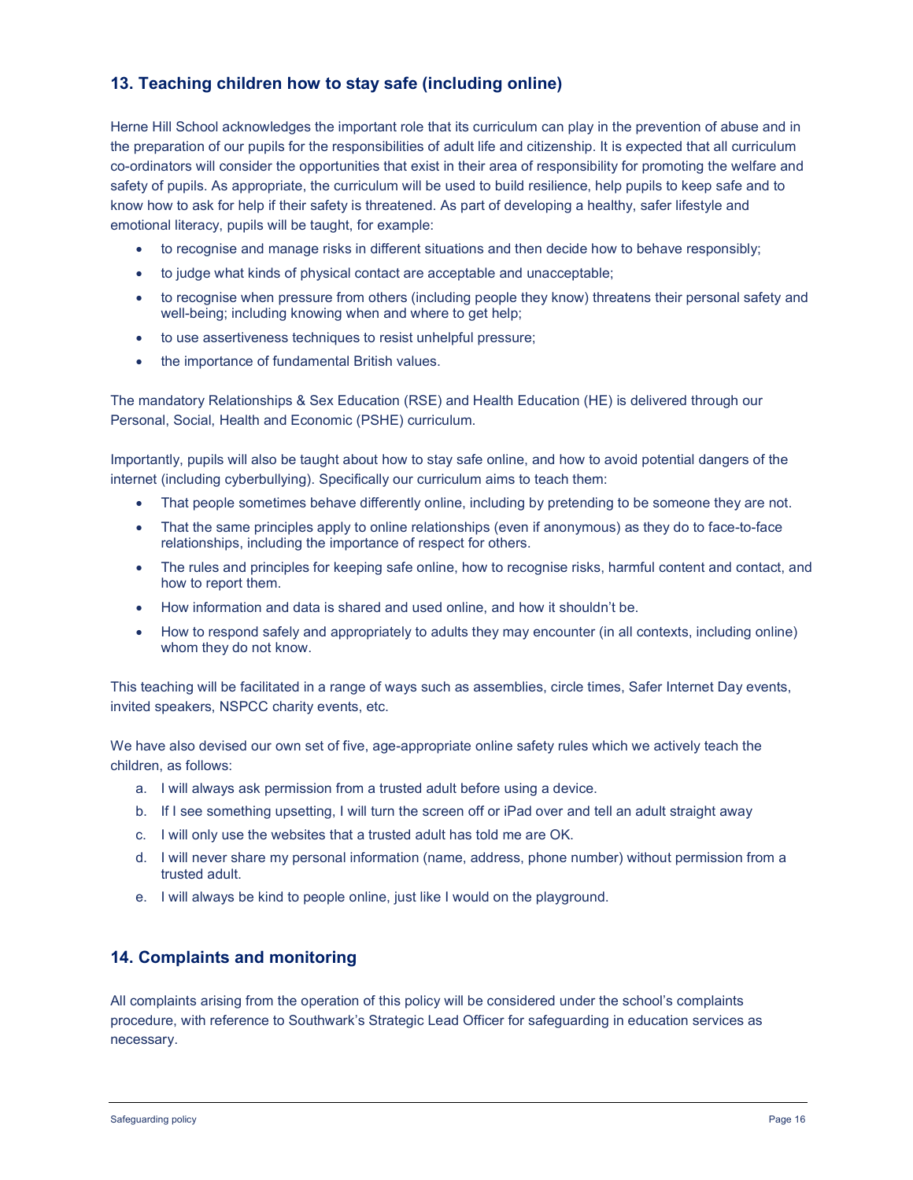## 13. Teaching children how to stay safe (including online)

Herne Hill School acknowledges the important role that its curriculum can play in the prevention of abuse and in the preparation of our pupils for the responsibilities of adult life and citizenship. It is expected that all curriculum co-ordinators will consider the opportunities that exist in their area of responsibility for promoting the welfare and safety of pupils. As appropriate, the curriculum will be used to build resilience, help pupils to keep safe and to know how to ask for help if their safety is threatened. As part of developing a healthy, safer lifestyle and emotional literacy, pupils will be taught, for example:

- to recognise and manage risks in different situations and then decide how to behave responsibly;
- to judge what kinds of physical contact are acceptable and unacceptable;
- to recognise when pressure from others (including people they know) threatens their personal safety and well-being; including knowing when and where to get help;
- to use assertiveness techniques to resist unhelpful pressure;
- the importance of fundamental British values.

The mandatory Relationships & Sex Education (RSE) and Health Education (HE) is delivered through our Personal, Social, Health and Economic (PSHE) curriculum.

Importantly, pupils will also be taught about how to stay safe online, and how to avoid potential dangers of the internet (including cyberbullying). Specifically our curriculum aims to teach them:

- That people sometimes behave differently online, including by pretending to be someone they are not.
- That the same principles apply to online relationships (even if anonymous) as they do to face-to-face relationships, including the importance of respect for others.
- The rules and principles for keeping safe online, how to recognise risks, harmful content and contact, and how to report them.
- How information and data is shared and used online, and how it shouldn't be.
- How to respond safely and appropriately to adults they may encounter (in all contexts, including online) whom they do not know.

This teaching will be facilitated in a range of ways such as assemblies, circle times, Safer Internet Day events, invited speakers, NSPCC charity events, etc.

We have also devised our own set of five, age-appropriate online safety rules which we actively teach the children, as follows:

a. I will always ask permission from a trusted adult before using a device.
b. If I see something upsetting, I will turn the screen off or iPad over and tell an adult straight away
c. I will only use the websites that a trusted adult has told me are OK.
d. I will never share my personal information (name, address, phone number) without permission from a trusted adult.
e. I will always be kind to people online, just like I would on the playground.

## 14. Complaints and monitoring

All complaints arising from the operation of this policy will be considered under the school's complaints procedure, with reference to Southwark's Strategic Lead Officer for safeguarding in education services as necessary.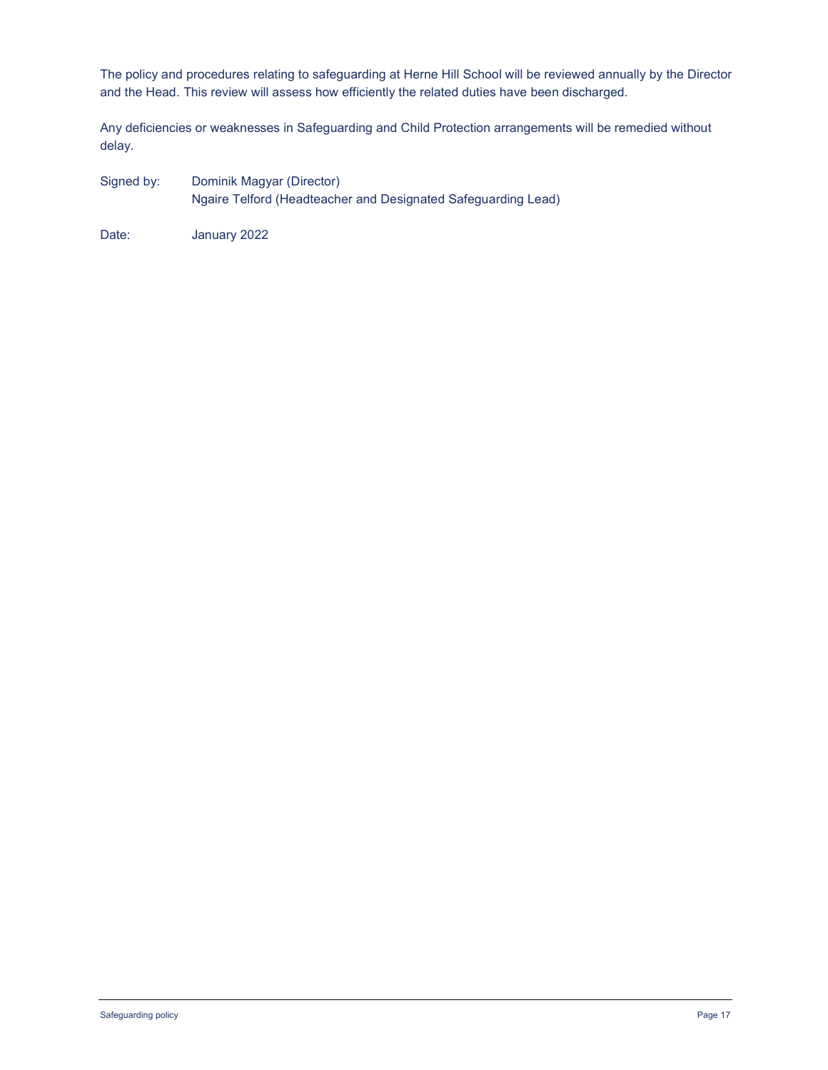The policy and procedures relating to safeguarding at Herne Hill School will be reviewed annually by the Director and the Head. This review will assess how efficiently the related duties have been discharged.

Any deficiencies or weaknesses in Safeguarding and Child Protection arrangements will be remedied without delay.

Signed by: Dominik Magyar (Director)
Ngaire Telford (Headteacher and Designated Safeguarding Lead)

Date: January 2022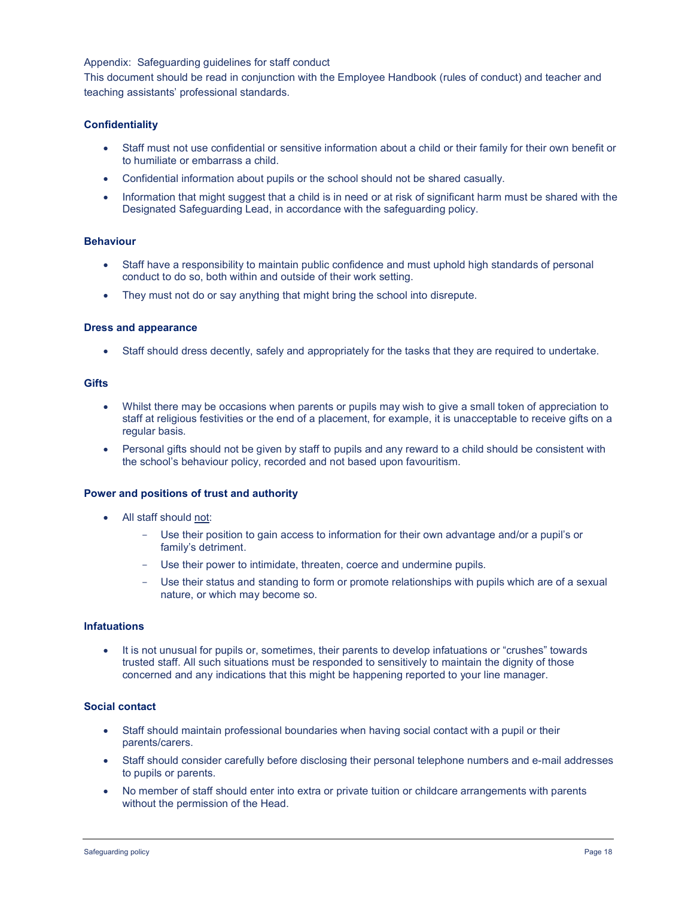Appendix: Safeguarding guidelines for staff conduct

This document should be read in conjunction with the Employee Handbook (rules of conduct) and teacher and teaching assistants' professional standards.

**Confidentiality**

- Staff must not use confidential or sensitive information about a child or their family for their own benefit or to humiliate or embarrass a child.
- Confidential information about pupils or the school should not be shared casually.
- Information that might suggest that a child is in need or at risk of significant harm must be shared with the Designated Safeguarding Lead, in accordance with the safeguarding policy.

**Behaviour**

- Staff have a responsibility to maintain public confidence and must uphold high standards of personal conduct to do so, both within and outside of their work setting.
- They must not do or say anything that might bring the school into disrepute.

**Dress and appearance**

- Staff should dress decently, safely and appropriately for the tasks that they are required to undertake.

**Gifts**

- Whilst there may be occasions when parents or pupils may wish to give a small token of appreciation to staff at religious festivities or the end of a placement, for example, it is unacceptable to receive gifts on a regular basis.
- Personal gifts should not be given by staff to pupils and any reward to a child should be consistent with the school's behaviour policy, recorded and not based upon favouritism.

**Power and positions of trust and authority**

- All staff should <u>not</u>:
  - Use their position to gain access to information for their own advantage and/or a pupil's or family's detriment.
  - Use their power to intimidate, threaten, coerce and undermine pupils.
  - Use their status and standing to form or promote relationships with pupils which are of a sexual nature, or which may become so.

**Infatuations**

- It is not unusual for pupils or, sometimes, their parents to develop infatuations or "crushes" towards trusted staff. All such situations must be responded to sensitively to maintain the dignity of those concerned and any indications that this might be happening reported to your line manager.

**Social contact**

- Staff should maintain professional boundaries when having social contact with a pupil or their parents/carers.
- Staff should consider carefully before disclosing their personal telephone numbers and e-mail addresses to pupils or parents.
- No member of staff should enter into extra or private tuition or childcare arrangements with parents without the permission of the Head.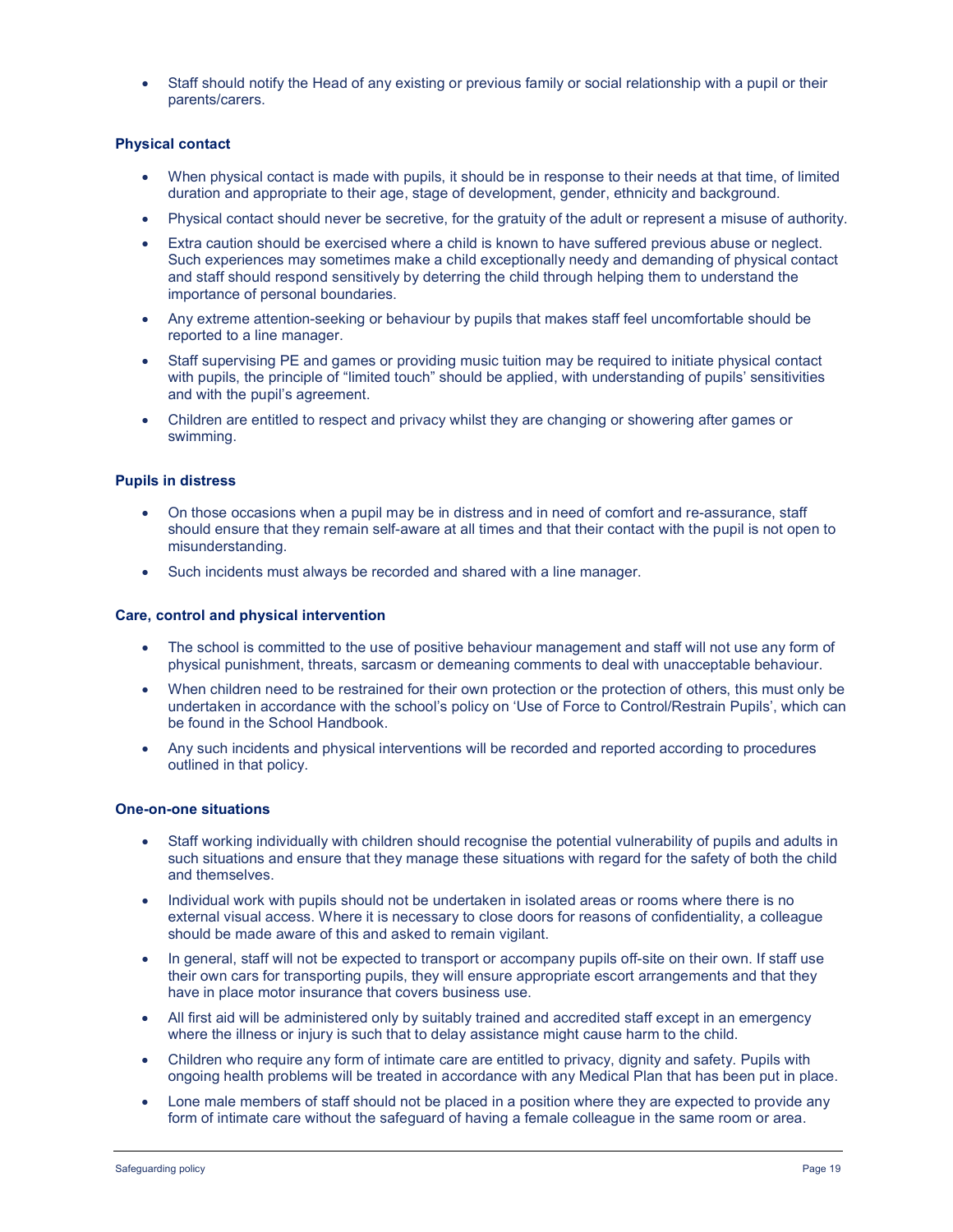- Staff should notify the Head of any existing or previous family or social relationship with a pupil or their parents/carers.

### Physical contact

- When physical contact is made with pupils, it should be in response to their needs at that time, of limited duration and appropriate to their age, stage of development, gender, ethnicity and background.
- Physical contact should never be secretive, for the gratuity of the adult or represent a misuse of authority.
- Extra caution should be exercised where a child is known to have suffered previous abuse or neglect. Such experiences may sometimes make a child exceptionally needy and demanding of physical contact and staff should respond sensitively by deterring the child through helping them to understand the importance of personal boundaries.
- Any extreme attention-seeking or behaviour by pupils that makes staff feel uncomfortable should be reported to a line manager.
- Staff supervising PE and games or providing music tuition may be required to initiate physical contact with pupils, the principle of "limited touch" should be applied, with understanding of pupils' sensitivities and with the pupil's agreement.
- Children are entitled to respect and privacy whilst they are changing or showering after games or swimming.

### Pupils in distress

- On those occasions when a pupil may be in distress and in need of comfort and re-assurance, staff should ensure that they remain self-aware at all times and that their contact with the pupil is not open to misunderstanding.
- Such incidents must always be recorded and shared with a line manager.

### Care, control and physical intervention

- The school is committed to the use of positive behaviour management and staff will not use any form of physical punishment, threats, sarcasm or demeaning comments to deal with unacceptable behaviour.
- When children need to be restrained for their own protection or the protection of others, this must only be undertaken in accordance with the school's policy on 'Use of Force to Control/Restrain Pupils', which can be found in the School Handbook.
- Any such incidents and physical interventions will be recorded and reported according to procedures outlined in that policy.

### One-on-one situations

- Staff working individually with children should recognise the potential vulnerability of pupils and adults in such situations and ensure that they manage these situations with regard for the safety of both the child and themselves.
- Individual work with pupils should not be undertaken in isolated areas or rooms where there is no external visual access. Where it is necessary to close doors for reasons of confidentiality, a colleague should be made aware of this and asked to remain vigilant.
- In general, staff will not be expected to transport or accompany pupils off-site on their own. If staff use their own cars for transporting pupils, they will ensure appropriate escort arrangements and that they have in place motor insurance that covers business use.
- All first aid will be administered only by suitably trained and accredited staff except in an emergency where the illness or injury is such that to delay assistance might cause harm to the child.
- Children who require any form of intimate care are entitled to privacy, dignity and safety. Pupils with ongoing health problems will be treated in accordance with any Medical Plan that has been put in place.
- Lone male members of staff should not be placed in a position where they are expected to provide any form of intimate care without the safeguard of having a female colleague in the same room or area.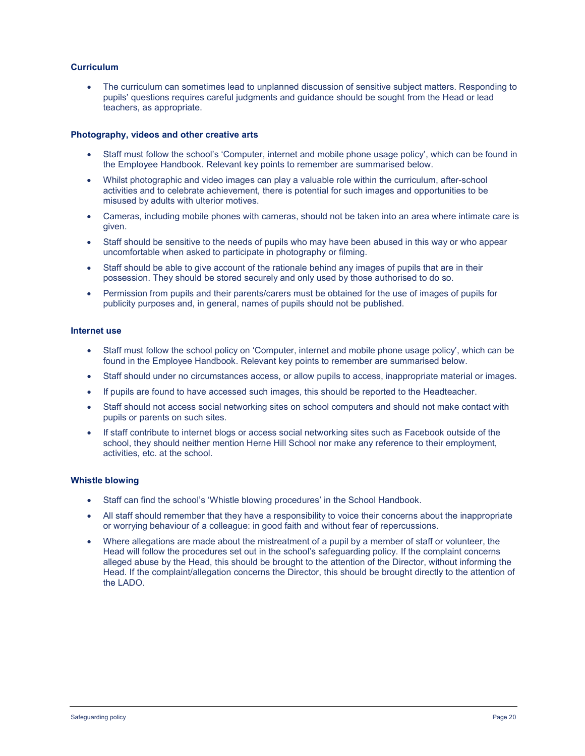**Curriculum**

- The curriculum can sometimes lead to unplanned discussion of sensitive subject matters. Responding to pupils' questions requires careful judgments and guidance should be sought from the Head or lead teachers, as appropriate.

**Photography, videos and other creative arts**

- Staff must follow the school's 'Computer, internet and mobile phone usage policy', which can be found in the Employee Handbook. Relevant key points to remember are summarised below.
- Whilst photographic and video images can play a valuable role within the curriculum, after-school activities and to celebrate achievement, there is potential for such images and opportunities to be misused by adults with ulterior motives.
- Cameras, including mobile phones with cameras, should not be taken into an area where intimate care is given.
- Staff should be sensitive to the needs of pupils who may have been abused in this way or who appear uncomfortable when asked to participate in photography or filming.
- Staff should be able to give account of the rationale behind any images of pupils that are in their possession. They should be stored securely and only used by those authorised to do so.
- Permission from pupils and their parents/carers must be obtained for the use of images of pupils for publicity purposes and, in general, names of pupils should not be published.

**Internet use**

- Staff must follow the school policy on 'Computer, internet and mobile phone usage policy', which can be found in the Employee Handbook. Relevant key points to remember are summarised below.
- Staff should under no circumstances access, or allow pupils to access, inappropriate material or images.
- If pupils are found to have accessed such images, this should be reported to the Headteacher.
- Staff should not access social networking sites on school computers and should not make contact with pupils or parents on such sites.
- If staff contribute to internet blogs or access social networking sites such as Facebook outside of the school, they should neither mention Herne Hill School nor make any reference to their employment, activities, etc. at the school.

**Whistle blowing**

- Staff can find the school's 'Whistle blowing procedures' in the School Handbook.
- All staff should remember that they have a responsibility to voice their concerns about the inappropriate or worrying behaviour of a colleague: in good faith and without fear of repercussions.
- Where allegations are made about the mistreatment of a pupil by a member of staff or volunteer, the Head will follow the procedures set out in the school's safeguarding policy. If the complaint concerns alleged abuse by the Head, this should be brought to the attention of the Director, without informing the Head. If the complaint/allegation concerns the Director, this should be brought directly to the attention of the LADO.